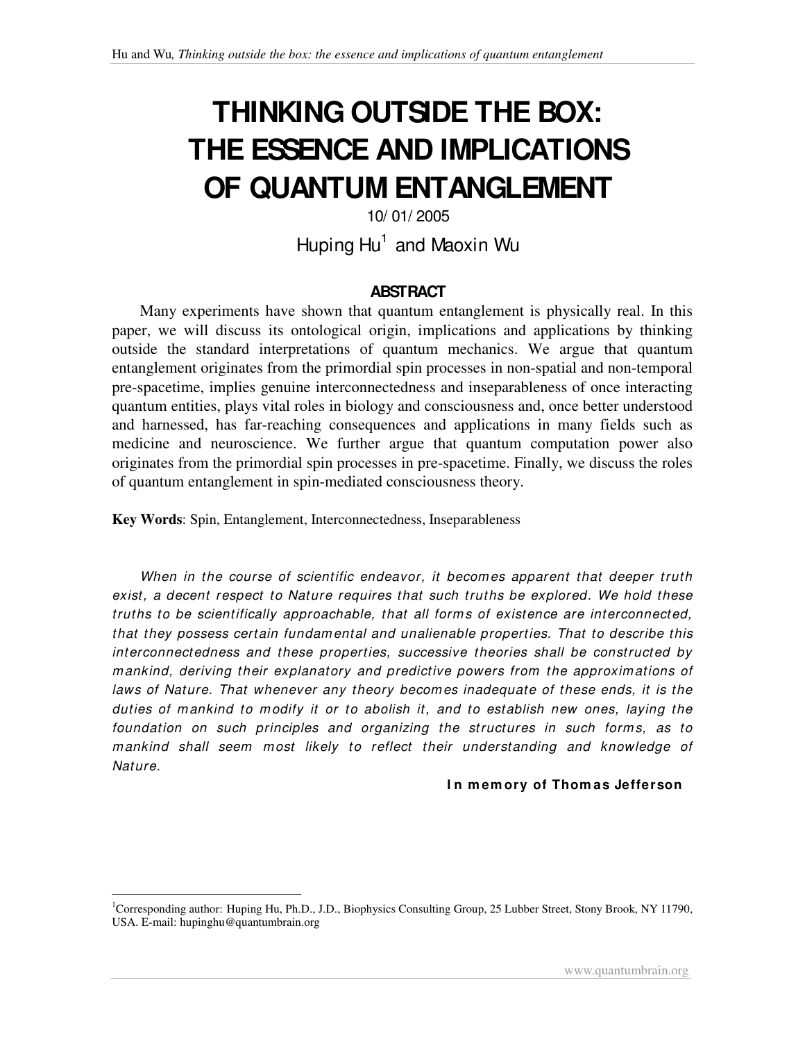# THINKING OUTSIDE THE BOX: THE ESSENCE AND IMPLICATIONS OF QUANTUM ENTANGLEMENT

10/01/2005

Huping Hu[1] and Maoxin Wu

## ABSTRACT

Many experiments have shown that quantum entanglement is physically real. In this paper, we will discuss its ontological origin, implications and applications by thinking outside the standard interpretations of quantum mechanics. We argue that quantum entanglement originates from the primordial spin processes in non-spatial and non-temporal pre-spacetime, implies genuine interconnectedness and inseparableness of once interacting quantum entities, plays vital roles in biology and consciousness and, once better understood and harnessed, has far-reaching consequences and applications in many fields such as medicine and neuroscience. We further argue that quantum computation power also originates from the primordial spin processes in pre-spacetime. Finally, we discuss the roles of quantum entanglement in spin-mediated consciousness theory.

**Key Words**: Spin, Entanglement, Interconnectedness, Inseparableness

*When in the course of scientific endeavor, it becomes apparent that deeper truth exist, a decent respect to Nature requires that such truths be explored. We hold these truths to be scientifically approachable, that all forms of existence are interconnected, that they possess certain fundamental and unalienable properties. That to describe this interconnectedness and these properties, successive theories shall be constructed by mankind, deriving their explanatory and predictive powers from the approximations of laws of Nature. That whenever any theory becomes inadequate of these ends, it is the duties of mankind to modify it or to abolish it, and to establish new ones, laying the foundation on such principles and organizing the structures in such forms, as to mankind shall seem most likely to reflect their understanding and knowledge of Nature.*

**In memory of Thomas Jefferson**

[1]Corresponding author: Huping Hu, Ph.D., J.D., Biophysics Consulting Group, 25 Lubber Street, Stony Brook, NY 11790, USA. E-mail: hupinghu@quantumbrain.org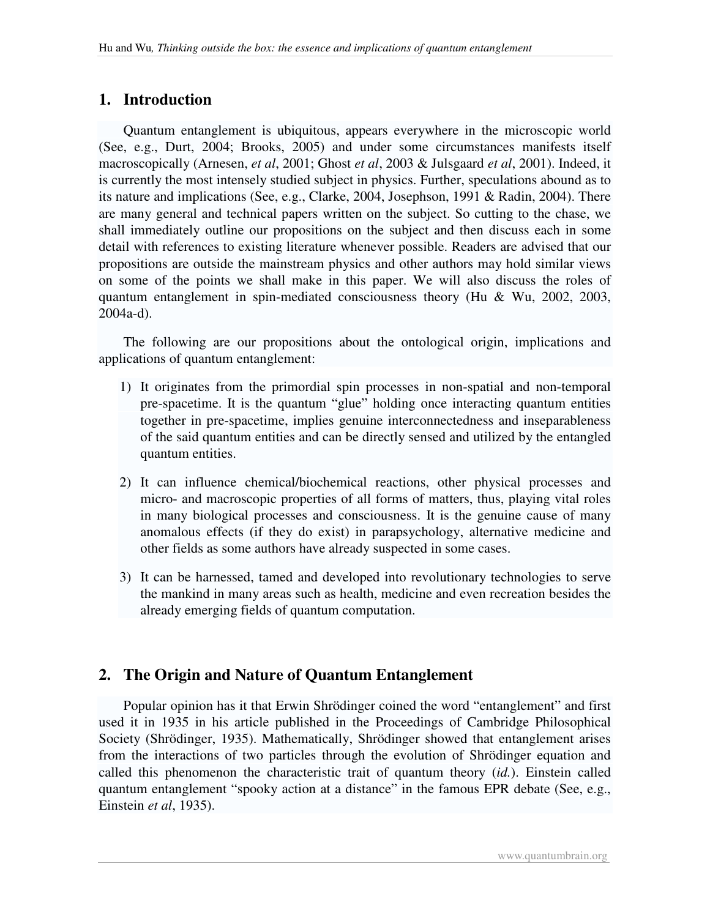## 1. Introduction

Quantum entanglement is ubiquitous, appears everywhere in the microscopic world (See, e.g., Durt, 2004; Brooks, 2005) and under some circumstances manifests itself macroscopically (Arnesen, *et al*, 2001; Ghost *et al*, 2003 & Julsgaard *et al*, 2001). Indeed, it is currently the most intensely studied subject in physics. Further, speculations abound as to its nature and implications (See, e.g., Clarke, 2004, Josephson, 1991 & Radin, 2004). There are many general and technical papers written on the subject. So cutting to the chase, we shall immediately outline our propositions on the subject and then discuss each in some detail with references to existing literature whenever possible. Readers are advised that our propositions are outside the mainstream physics and other authors may hold similar views on some of the points we shall make in this paper. We will also discuss the roles of quantum entanglement in spin-mediated consciousness theory (Hu & Wu, 2002, 2003, 2004a-d).

The following are our propositions about the ontological origin, implications and applications of quantum entanglement:

1) It originates from the primordial spin processes in non-spatial and non-temporal pre-spacetime. It is the quantum "glue" holding once interacting quantum entities together in pre-spacetime, implies genuine interconnectedness and inseparableness of the said quantum entities and can be directly sensed and utilized by the entangled quantum entities.

2) It can influence chemical/biochemical reactions, other physical processes and micro- and macroscopic properties of all forms of matters, thus, playing vital roles in many biological processes and consciousness. It is the genuine cause of many anomalous effects (if they do exist) in parapsychology, alternative medicine and other fields as some authors have already suspected in some cases.

3) It can be harnessed, tamed and developed into revolutionary technologies to serve the mankind in many areas such as health, medicine and even recreation besides the already emerging fields of quantum computation.

## 2. The Origin and Nature of Quantum Entanglement

Popular opinion has it that Erwin Shrödinger coined the word "entanglement" and first used it in 1935 in his article published in the Proceedings of Cambridge Philosophical Society (Shrödinger, 1935). Mathematically, Shrödinger showed that entanglement arises from the interactions of two particles through the evolution of Shrödinger equation and called this phenomenon the characteristic trait of quantum theory (*id.*). Einstein called quantum entanglement "spooky action at a distance" in the famous EPR debate (See, e.g., Einstein *et al*, 1935).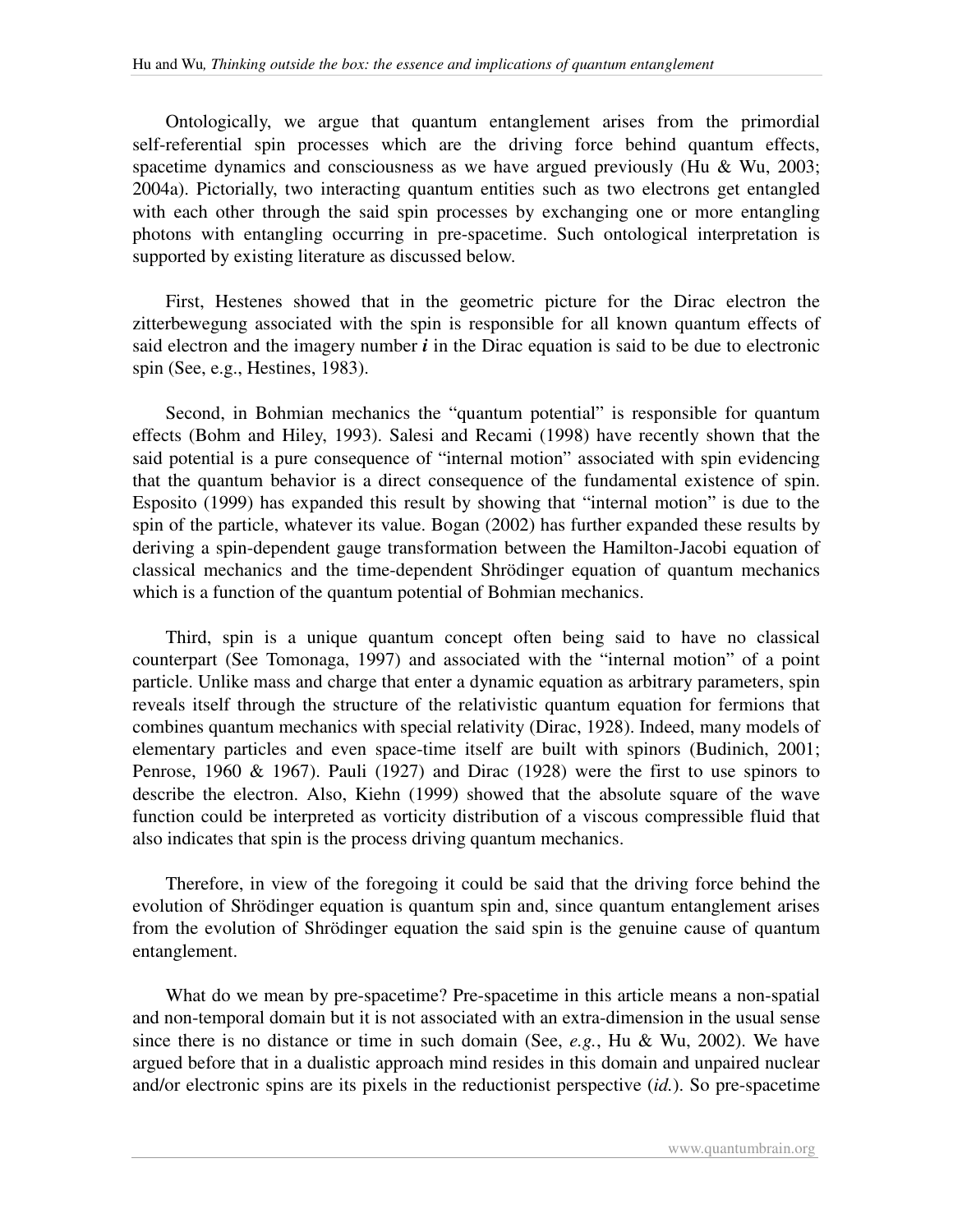Ontologically, we argue that quantum entanglement arises from the primordial self-referential spin processes which are the driving force behind quantum effects, spacetime dynamics and consciousness as we have argued previously (Hu & Wu, 2003; 2004a). Pictorially, two interacting quantum entities such as two electrons get entangled with each other through the said spin processes by exchanging one or more entangling photons with entangling occurring in pre-spacetime. Such ontological interpretation is supported by existing literature as discussed below.

First, Hestenes showed that in the geometric picture for the Dirac electron the zitterbewegung associated with the spin is responsible for all known quantum effects of said electron and the imagery number ***i*** in the Dirac equation is said to be due to electronic spin (See, e.g., Hestines, 1983).

Second, in Bohmian mechanics the "quantum potential" is responsible for quantum effects (Bohm and Hiley, 1993). Salesi and Recami (1998) have recently shown that the said potential is a pure consequence of "internal motion" associated with spin evidencing that the quantum behavior is a direct consequence of the fundamental existence of spin. Esposito (1999) has expanded this result by showing that "internal motion" is due to the spin of the particle, whatever its value. Bogan (2002) has further expanded these results by deriving a spin-dependent gauge transformation between the Hamilton-Jacobi equation of classical mechanics and the time-dependent Shrödinger equation of quantum mechanics which is a function of the quantum potential of Bohmian mechanics.

Third, spin is a unique quantum concept often being said to have no classical counterpart (See Tomonaga, 1997) and associated with the "internal motion" of a point particle. Unlike mass and charge that enter a dynamic equation as arbitrary parameters, spin reveals itself through the structure of the relativistic quantum equation for fermions that combines quantum mechanics with special relativity (Dirac, 1928). Indeed, many models of elementary particles and even space-time itself are built with spinors (Budinich, 2001; Penrose, 1960 & 1967). Pauli (1927) and Dirac (1928) were the first to use spinors to describe the electron. Also, Kiehn (1999) showed that the absolute square of the wave function could be interpreted as vorticity distribution of a viscous compressible fluid that also indicates that spin is the process driving quantum mechanics.

Therefore, in view of the foregoing it could be said that the driving force behind the evolution of Shrödinger equation is quantum spin and, since quantum entanglement arises from the evolution of Shrödinger equation the said spin is the genuine cause of quantum entanglement.

What do we mean by pre-spacetime? Pre-spacetime in this article means a non-spatial and non-temporal domain but it is not associated with an extra-dimension in the usual sense since there is no distance or time in such domain (See, *e.g.*, Hu & Wu, 2002). We have argued before that in a dualistic approach mind resides in this domain and unpaired nuclear and/or electronic spins are its pixels in the reductionist perspective (*id.*). So pre-spacetime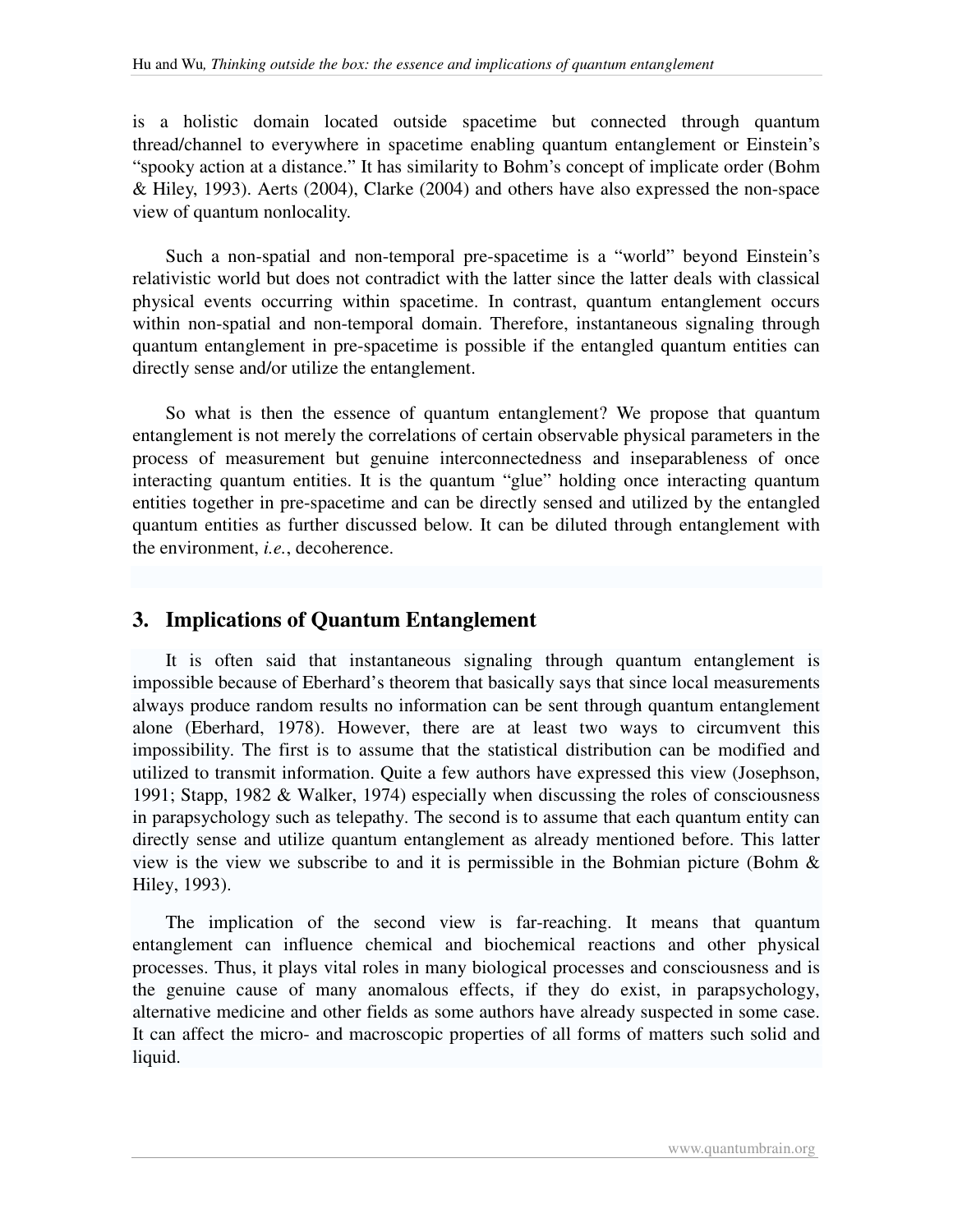is a holistic domain located outside spacetime but connected through quantum thread/channel to everywhere in spacetime enabling quantum entanglement or Einstein's "spooky action at a distance." It has similarity to Bohm's concept of implicate order (Bohm & Hiley, 1993). Aerts (2004), Clarke (2004) and others have also expressed the non-space view of quantum nonlocality.

Such a non-spatial and non-temporal pre-spacetime is a "world" beyond Einstein's relativistic world but does not contradict with the latter since the latter deals with classical physical events occurring within spacetime. In contrast, quantum entanglement occurs within non-spatial and non-temporal domain. Therefore, instantaneous signaling through quantum entanglement in pre-spacetime is possible if the entangled quantum entities can directly sense and/or utilize the entanglement.

So what is then the essence of quantum entanglement? We propose that quantum entanglement is not merely the correlations of certain observable physical parameters in the process of measurement but genuine interconnectedness and inseparableness of once interacting quantum entities. It is the quantum "glue" holding once interacting quantum entities together in pre-spacetime and can be directly sensed and utilized by the entangled quantum entities as further discussed below. It can be diluted through entanglement with the environment, *i.e.*, decoherence.

## 3. Implications of Quantum Entanglement

It is often said that instantaneous signaling through quantum entanglement is impossible because of Eberhard's theorem that basically says that since local measurements always produce random results no information can be sent through quantum entanglement alone (Eberhard, 1978). However, there are at least two ways to circumvent this impossibility. The first is to assume that the statistical distribution can be modified and utilized to transmit information. Quite a few authors have expressed this view (Josephson, 1991; Stapp, 1982 & Walker, 1974) especially when discussing the roles of consciousness in parapsychology such as telepathy. The second is to assume that each quantum entity can directly sense and utilize quantum entanglement as already mentioned before. This latter view is the view we subscribe to and it is permissible in the Bohmian picture (Bohm & Hiley, 1993).

The implication of the second view is far-reaching. It means that quantum entanglement can influence chemical and biochemical reactions and other physical processes. Thus, it plays vital roles in many biological processes and consciousness and is the genuine cause of many anomalous effects, if they do exist, in parapsychology, alternative medicine and other fields as some authors have already suspected in some case. It can affect the micro- and macroscopic properties of all forms of matters such solid and liquid.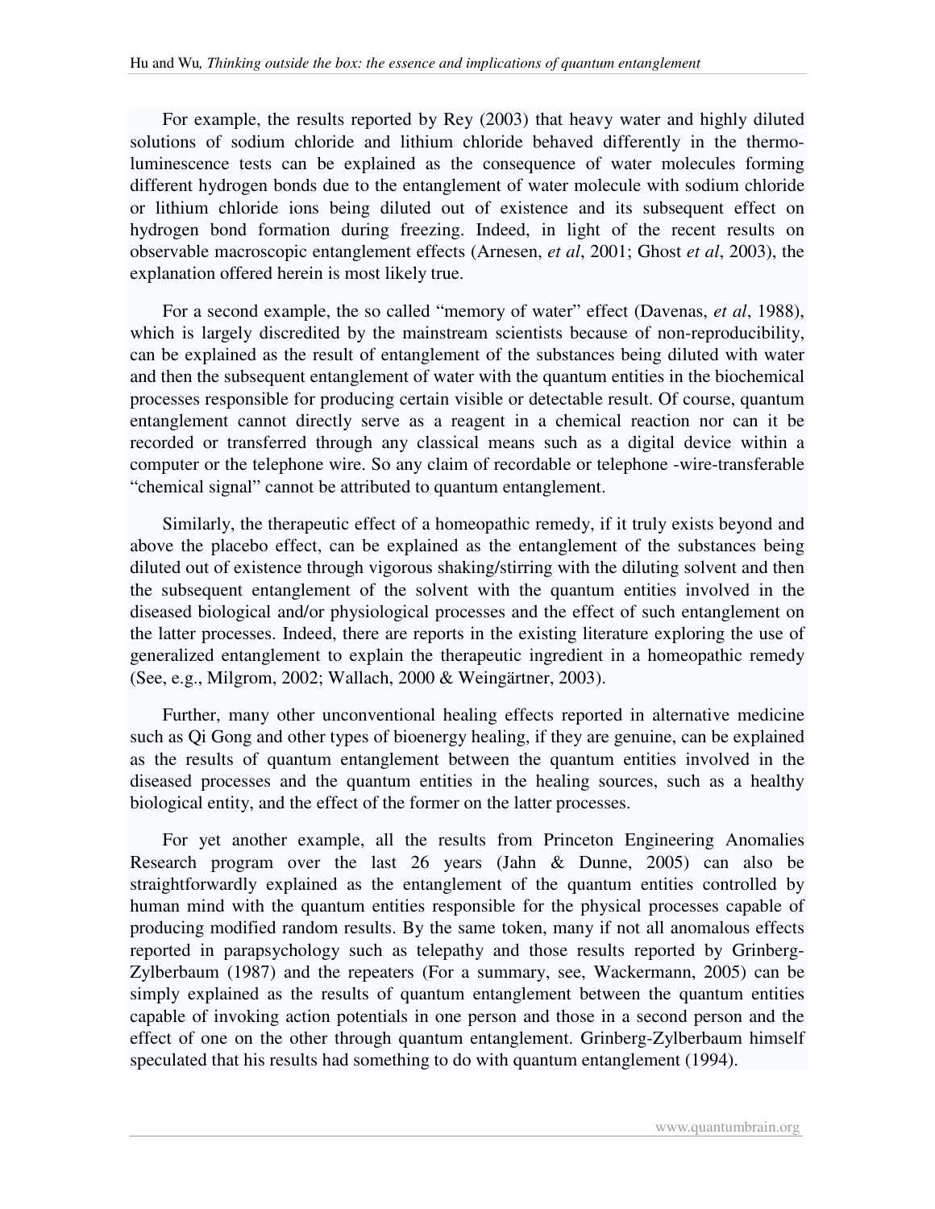For example, the results reported by Rey (2003) that heavy water and highly diluted solutions of sodium chloride and lithium chloride behaved differently in the thermo-luminescence tests can be explained as the consequence of water molecules forming different hydrogen bonds due to the entanglement of water molecule with sodium chloride or lithium chloride ions being diluted out of existence and its subsequent effect on hydrogen bond formation during freezing. Indeed, in light of the recent results on observable macroscopic entanglement effects (Arnesen, *et al*, 2001; Ghost *et al*, 2003), the explanation offered herein is most likely true.

For a second example, the so called "memory of water" effect (Davenas, *et al*, 1988), which is largely discredited by the mainstream scientists because of non-reproducibility, can be explained as the result of entanglement of the substances being diluted with water and then the subsequent entanglement of water with the quantum entities in the biochemical processes responsible for producing certain visible or detectable result. Of course, quantum entanglement cannot directly serve as a reagent in a chemical reaction nor can it be recorded or transferred through any classical means such as a digital device within a computer or the telephone wire. So any claim of recordable or telephone -wire-transferable "chemical signal" cannot be attributed to quantum entanglement.

Similarly, the therapeutic effect of a homeopathic remedy, if it truly exists beyond and above the placebo effect, can be explained as the entanglement of the substances being diluted out of existence through vigorous shaking/stirring with the diluting solvent and then the subsequent entanglement of the solvent with the quantum entities involved in the diseased biological and/or physiological processes and the effect of such entanglement on the latter processes. Indeed, there are reports in the existing literature exploring the use of generalized entanglement to explain the therapeutic ingredient in a homeopathic remedy (See, e.g., Milgrom, 2002; Wallach, 2000 & Weingärtner, 2003).

Further, many other unconventional healing effects reported in alternative medicine such as Qi Gong and other types of bioenergy healing, if they are genuine, can be explained as the results of quantum entanglement between the quantum entities involved in the diseased processes and the quantum entities in the healing sources, such as a healthy biological entity, and the effect of the former on the latter processes.

For yet another example, all the results from Princeton Engineering Anomalies Research program over the last 26 years (Jahn & Dunne, 2005) can also be straightforwardly explained as the entanglement of the quantum entities controlled by human mind with the quantum entities responsible for the physical processes capable of producing modified random results. By the same token, many if not all anomalous effects reported in parapsychology such as telepathy and those results reported by Grinberg-Zylberbaum (1987) and the repeaters (For a summary, see, Wackermann, 2005) can be simply explained as the results of quantum entanglement between the quantum entities capable of invoking action potentials in one person and those in a second person and the effect of one on the other through quantum entanglement. Grinberg-Zylberbaum himself speculated that his results had something to do with quantum entanglement (1994).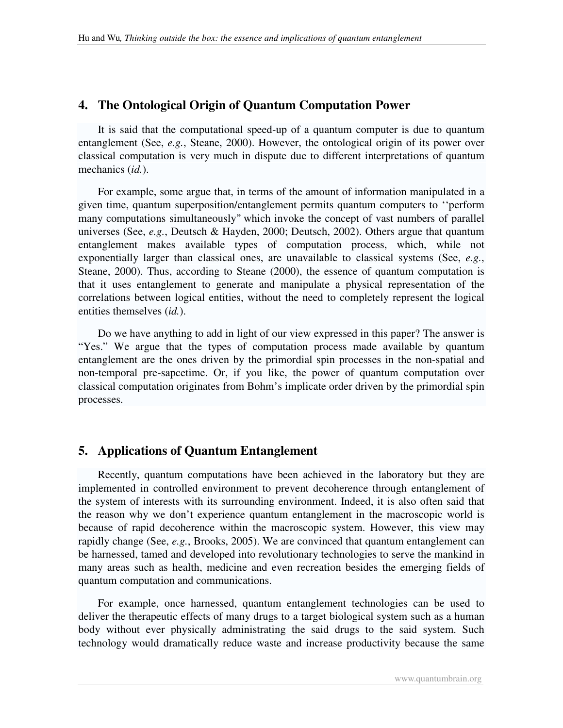## 4. The Ontological Origin of Quantum Computation Power

It is said that the computational speed-up of a quantum computer is due to quantum entanglement (See, *e.g.*, Steane, 2000). However, the ontological origin of its power over classical computation is very much in dispute due to different interpretations of quantum mechanics (*id.*).

For example, some argue that, in terms of the amount of information manipulated in a given time, quantum superposition/entanglement permits quantum computers to ‘‘perform many computations simultaneously” which invoke the concept of vast numbers of parallel universes (See, *e.g.*, Deutsch & Hayden, 2000; Deutsch, 2002). Others argue that quantum entanglement makes available types of computation process, which, while not exponentially larger than classical ones, are unavailable to classical systems (See, *e.g.*, Steane, 2000). Thus, according to Steane (2000), the essence of quantum computation is that it uses entanglement to generate and manipulate a physical representation of the correlations between logical entities, without the need to completely represent the logical entities themselves (*id.*).

Do we have anything to add in light of our view expressed in this paper? The answer is “Yes.” We argue that the types of computation process made available by quantum entanglement are the ones driven by the primordial spin processes in the non-spatial and non-temporal pre-sapcetime. Or, if you like, the power of quantum computation over classical computation originates from Bohm’s implicate order driven by the primordial spin processes.

## 5. Applications of Quantum Entanglement

Recently, quantum computations have been achieved in the laboratory but they are implemented in controlled environment to prevent decoherence through entanglement of the system of interests with its surrounding environment. Indeed, it is also often said that the reason why we don’t experience quantum entanglement in the macroscopic world is because of rapid decoherence within the macroscopic system. However, this view may rapidly change (See, *e.g.*, Brooks, 2005). We are convinced that quantum entanglement can be harnessed, tamed and developed into revolutionary technologies to serve the mankind in many areas such as health, medicine and even recreation besides the emerging fields of quantum computation and communications.

For example, once harnessed, quantum entanglement technologies can be used to deliver the therapeutic effects of many drugs to a target biological system such as a human body without ever physically administrating the said drugs to the said system. Such technology would dramatically reduce waste and increase productivity because the same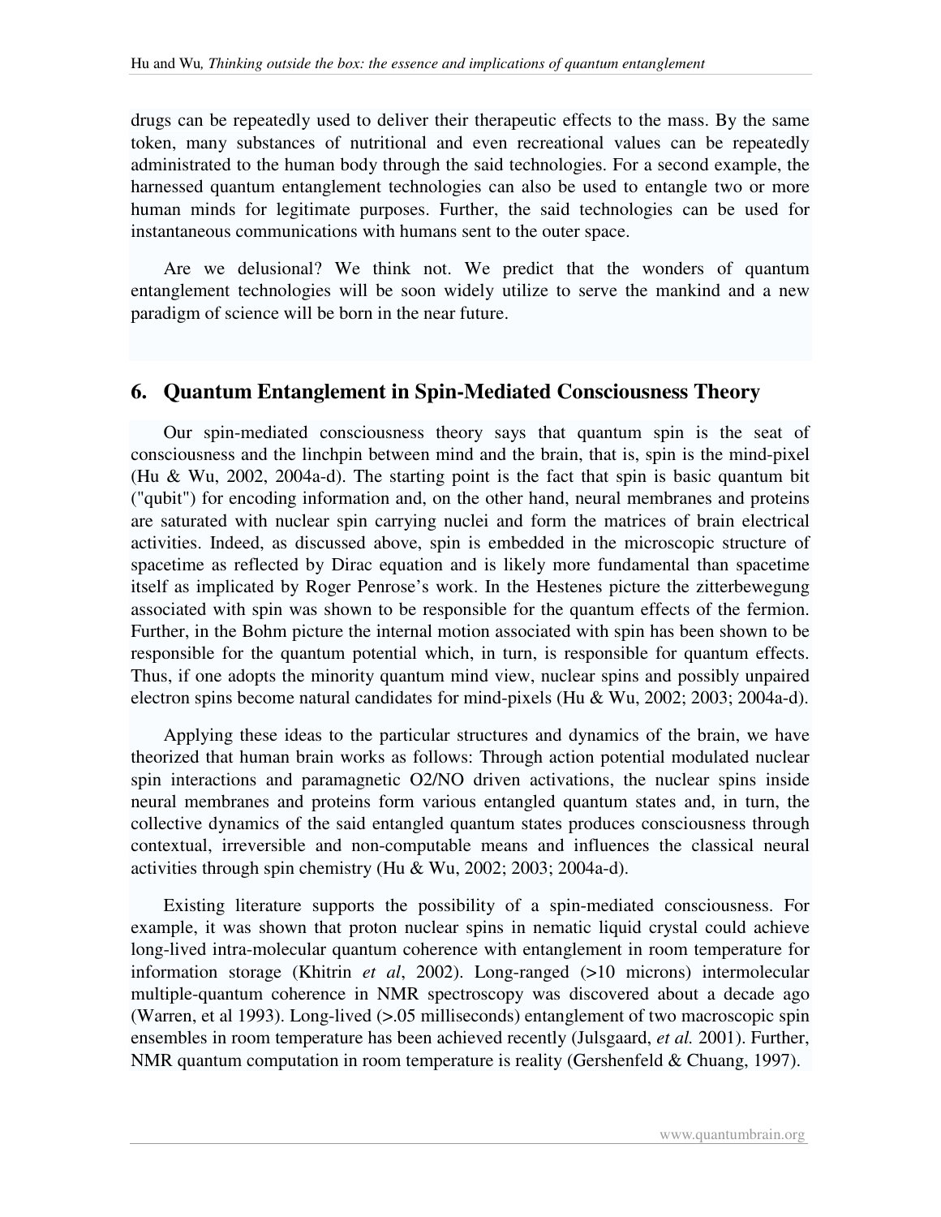drugs can be repeatedly used to deliver their therapeutic effects to the mass. By the same token, many substances of nutritional and even recreational values can be repeatedly administrated to the human body through the said technologies. For a second example, the harnessed quantum entanglement technologies can also be used to entangle two or more human minds for legitimate purposes. Further, the said technologies can be used for instantaneous communications with humans sent to the outer space.

Are we delusional? We think not. We predict that the wonders of quantum entanglement technologies will be soon widely utilize to serve the mankind and a new paradigm of science will be born in the near future.

## 6. Quantum Entanglement in Spin-Mediated Consciousness Theory

Our spin-mediated consciousness theory says that quantum spin is the seat of consciousness and the linchpin between mind and the brain, that is, spin is the mind-pixel (Hu & Wu, 2002, 2004a-d). The starting point is the fact that spin is basic quantum bit ("qubit") for encoding information and, on the other hand, neural membranes and proteins are saturated with nuclear spin carrying nuclei and form the matrices of brain electrical activities. Indeed, as discussed above, spin is embedded in the microscopic structure of spacetime as reflected by Dirac equation and is likely more fundamental than spacetime itself as implicated by Roger Penrose's work. In the Hestenes picture the zitterbewegung associated with spin was shown to be responsible for the quantum effects of the fermion. Further, in the Bohm picture the internal motion associated with spin has been shown to be responsible for the quantum potential which, in turn, is responsible for quantum effects. Thus, if one adopts the minority quantum mind view, nuclear spins and possibly unpaired electron spins become natural candidates for mind-pixels (Hu & Wu, 2002; 2003; 2004a-d).

Applying these ideas to the particular structures and dynamics of the brain, we have theorized that human brain works as follows: Through action potential modulated nuclear spin interactions and paramagnetic O2/NO driven activations, the nuclear spins inside neural membranes and proteins form various entangled quantum states and, in turn, the collective dynamics of the said entangled quantum states produces consciousness through contextual, irreversible and non-computable means and influences the classical neural activities through spin chemistry (Hu & Wu, 2002; 2003; 2004a-d).

Existing literature supports the possibility of a spin-mediated consciousness. For example, it was shown that proton nuclear spins in nematic liquid crystal could achieve long-lived intra-molecular quantum coherence with entanglement in room temperature for information storage (Khitrin *et al*, 2002). Long-ranged (>10 microns) intermolecular multiple-quantum coherence in NMR spectroscopy was discovered about a decade ago (Warren, et al 1993). Long-lived (>.05 milliseconds) entanglement of two macroscopic spin ensembles in room temperature has been achieved recently (Julsgaard, *et al.* 2001). Further, NMR quantum computation in room temperature is reality (Gershenfeld & Chuang, 1997).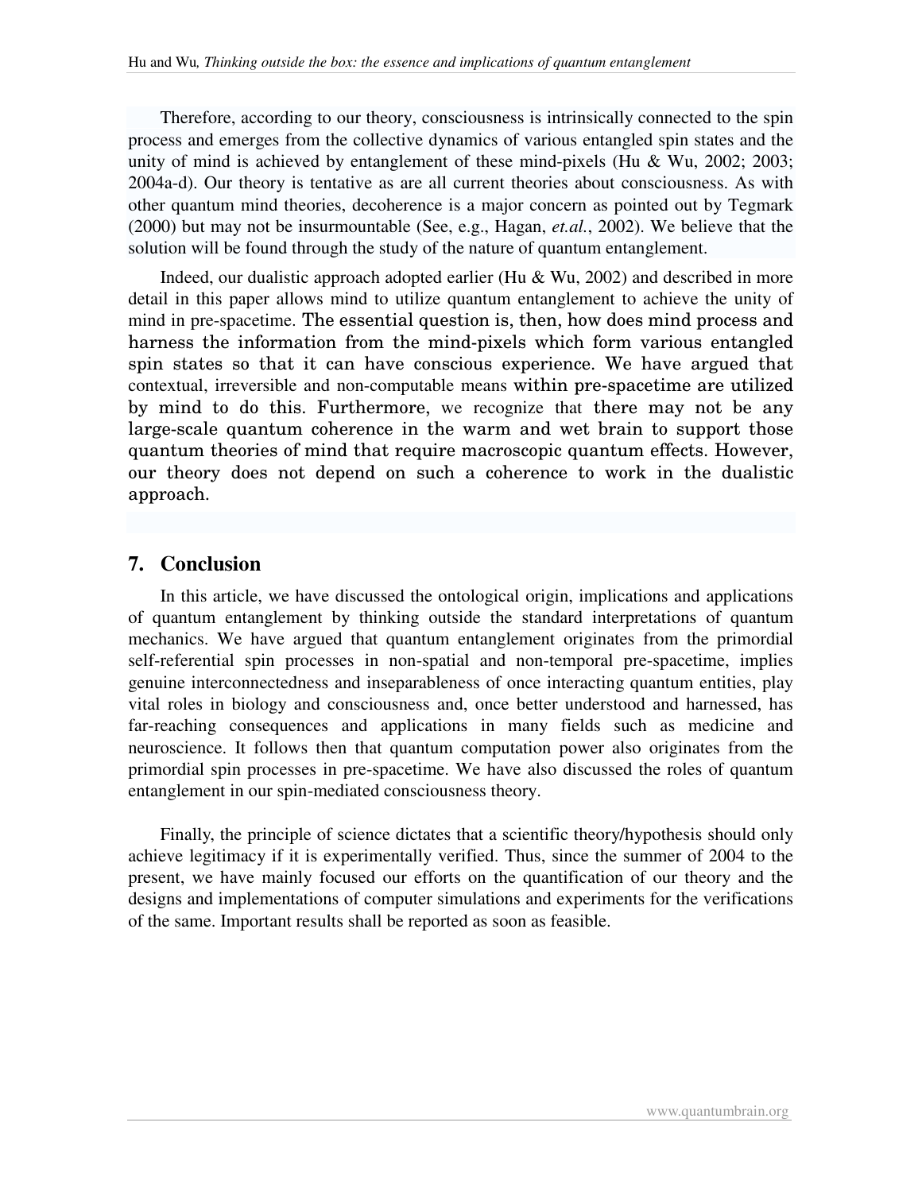Therefore, according to our theory, consciousness is intrinsically connected to the spin process and emerges from the collective dynamics of various entangled spin states and the unity of mind is achieved by entanglement of these mind-pixels (Hu & Wu, 2002; 2003; 2004a-d). Our theory is tentative as are all current theories about consciousness. As with other quantum mind theories, decoherence is a major concern as pointed out by Tegmark (2000) but may not be insurmountable (See, e.g., Hagan, *et.al.*, 2002). We believe that the solution will be found through the study of the nature of quantum entanglement.

Indeed, our dualistic approach adopted earlier (Hu & Wu, 2002) and described in more detail in this paper allows mind to utilize quantum entanglement to achieve the unity of mind in pre-spacetime. The essential question is, then, how does mind process and harness the information from the mind-pixels which form various entangled spin states so that it can have conscious experience. We have argued that contextual, irreversible and non-computable means within pre-spacetime are utilized by mind to do this. Furthermore, we recognize that there may not be any large-scale quantum coherence in the warm and wet brain to support those quantum theories of mind that require macroscopic quantum effects. However, our theory does not depend on such a coherence to work in the dualistic approach.

## 7. Conclusion

In this article, we have discussed the ontological origin, implications and applications of quantum entanglement by thinking outside the standard interpretations of quantum mechanics. We have argued that quantum entanglement originates from the primordial self-referential spin processes in non-spatial and non-temporal pre-spacetime, implies genuine interconnectedness and inseparableness of once interacting quantum entities, play vital roles in biology and consciousness and, once better understood and harnessed, has far-reaching consequences and applications in many fields such as medicine and neuroscience. It follows then that quantum computation power also originates from the primordial spin processes in pre-spacetime. We have also discussed the roles of quantum entanglement in our spin-mediated consciousness theory.

Finally, the principle of science dictates that a scientific theory/hypothesis should only achieve legitimacy if it is experimentally verified. Thus, since the summer of 2004 to the present, we have mainly focused our efforts on the quantification of our theory and the designs and implementations of computer simulations and experiments for the verifications of the same. Important results shall be reported as soon as feasible.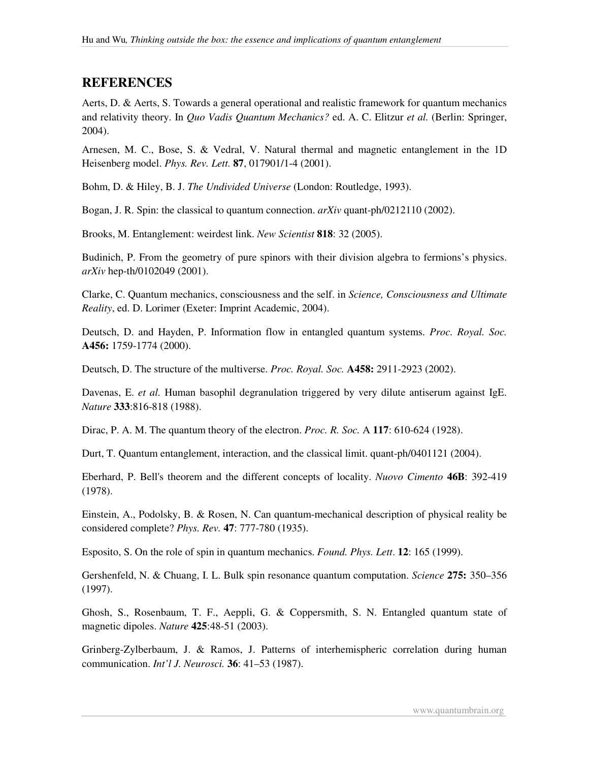## REFERENCES

Aerts, D. & Aerts, S. Towards a general operational and realistic framework for quantum mechanics and relativity theory. In *Quo Vadis Quantum Mechanics?* ed. A. C. Elitzur *et al.* (Berlin: Springer, 2004).

Arnesen, M. C., Bose, S. & Vedral, V. Natural thermal and magnetic entanglement in the 1D Heisenberg model. *Phys. Rev. Lett.* **87**, 017901/1-4 (2001).

Bohm, D. & Hiley, B. J. *The Undivided Universe* (London: Routledge, 1993).

Bogan, J. R. Spin: the classical to quantum connection. *arXiv* quant-ph/0212110 (2002).

Brooks, M. Entanglement: weirdest link. *New Scientist* **818**: 32 (2005).

Budinich, P. From the geometry of pure spinors with their division algebra to fermions's physics. *arXiv* hep-th/0102049 (2001).

Clarke, C. Quantum mechanics, consciousness and the self. in *Science, Consciousness and Ultimate Reality*, ed. D. Lorimer (Exeter: Imprint Academic, 2004).

Deutsch, D. and Hayden, P. Information flow in entangled quantum systems. *Proc. Royal. Soc.* **A456:** 1759-1774 (2000).

Deutsch, D. The structure of the multiverse. *Proc. Royal. Soc.* **A458:** 2911-2923 (2002).

Davenas, E. *et al.* Human basophil degranulation triggered by very dilute antiserum against IgE. *Nature* **333**:816-818 (1988).

Dirac, P. A. M. The quantum theory of the electron. *Proc. R. Soc.* A **117**: 610-624 (1928).

Durt, T. Quantum entanglement, interaction, and the classical limit. quant-ph/0401121 (2004).

Eberhard, P. Bell's theorem and the different concepts of locality. *Nuovo Cimento* **46B**: 392-419 (1978).

Einstein, A., Podolsky, B. & Rosen, N. Can quantum-mechanical description of physical reality be considered complete? *Phys. Rev.* **47**: 777-780 (1935).

Esposito, S. On the role of spin in quantum mechanics. *Found. Phys. Lett*. **12**: 165 (1999).

Gershenfeld, N. & Chuang, I. L. Bulk spin resonance quantum computation. *Science* **275:** 350–356 (1997).

Ghosh, S., Rosenbaum, T. F., Aeppli, G. & Coppersmith, S. N. Entangled quantum state of magnetic dipoles. *Nature* **425**:48-51 (2003).

Grinberg-Zylberbaum, J. & Ramos, J. Patterns of interhemispheric correlation during human communication. *Int'l J. Neurosci.* **36**: 41–53 (1987).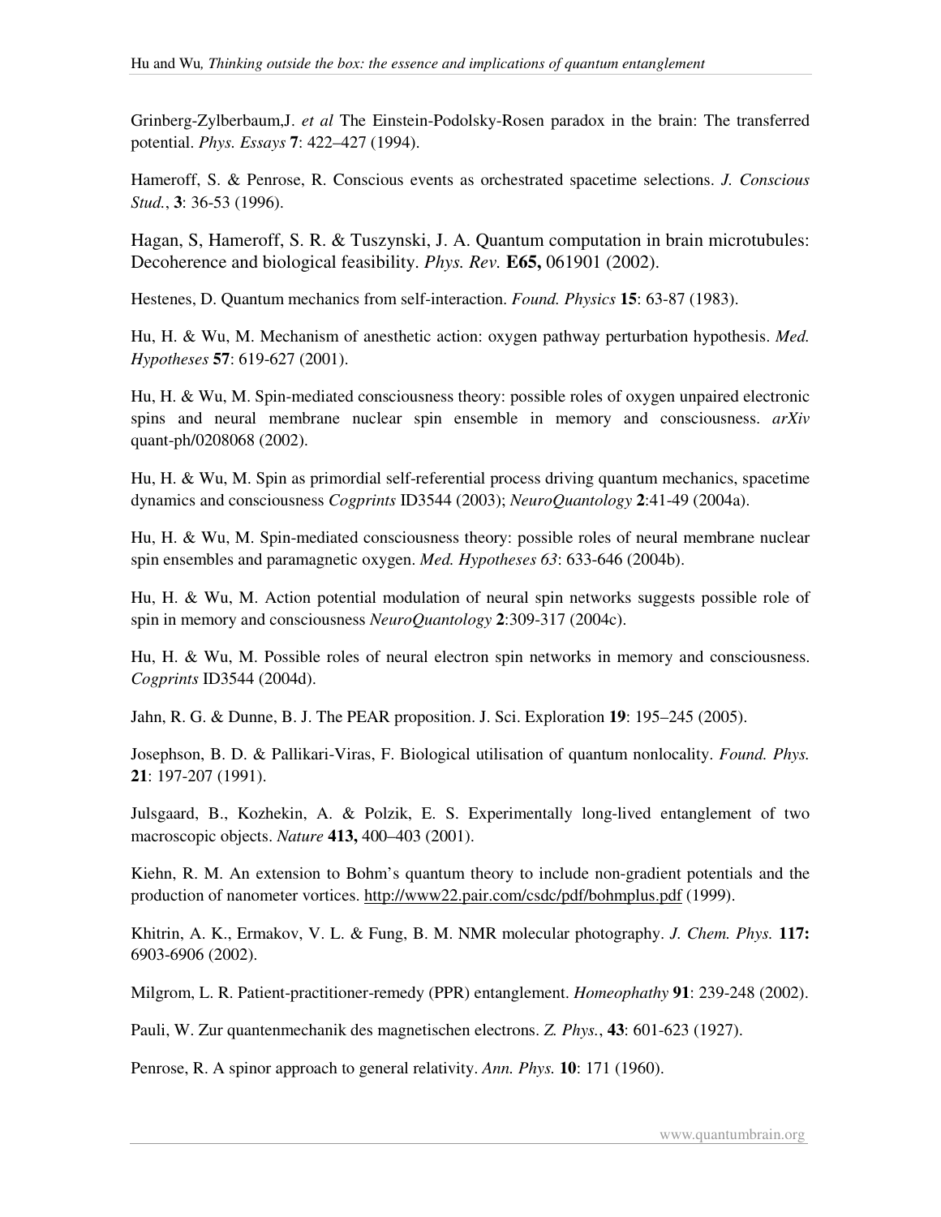Grinberg-Zylberbaum,J. *et al* The Einstein-Podolsky-Rosen paradox in the brain: The transferred potential. *Phys. Essays* **7**: 422–427 (1994).

Hameroff, S. & Penrose, R. Conscious events as orchestrated spacetime selections. *J. Conscious Stud.*, **3**: 36-53 (1996).

Hagan, S, Hameroff, S. R. & Tuszynski, J. A. Quantum computation in brain microtubules: Decoherence and biological feasibility. *Phys. Rev.* **E65,** 061901 (2002).

Hestenes, D. Quantum mechanics from self-interaction. *Found. Physics* **15**: 63-87 (1983).

Hu, H. & Wu, M. Mechanism of anesthetic action: oxygen pathway perturbation hypothesis. *Med. Hypotheses* **57**: 619-627 (2001).

Hu, H. & Wu, M. Spin-mediated consciousness theory: possible roles of oxygen unpaired electronic spins and neural membrane nuclear spin ensemble in memory and consciousness. *arXiv* quant-ph/0208068 (2002).

Hu, H. & Wu, M. Spin as primordial self-referential process driving quantum mechanics, spacetime dynamics and consciousness *Cogprints* ID3544 (2003); *NeuroQuantology* **2**:41-49 (2004a).

Hu, H. & Wu, M. Spin-mediated consciousness theory: possible roles of neural membrane nuclear spin ensembles and paramagnetic oxygen. *Med. Hypotheses 63*: 633-646 (2004b).

Hu, H. & Wu, M. Action potential modulation of neural spin networks suggests possible role of spin in memory and consciousness *NeuroQuantology* **2**:309-317 (2004c).

Hu, H. & Wu, M. Possible roles of neural electron spin networks in memory and consciousness. *Cogprints* ID3544 (2004d).

Jahn, R. G. & Dunne, B. J. The PEAR proposition. J. Sci. Exploration **19**: 195–245 (2005).

Josephson, B. D. & Pallikari-Viras, F. Biological utilisation of quantum nonlocality. *Found. Phys.* **21**: 197-207 (1991).

Julsgaard, B., Kozhekin, A. & Polzik, E. S. Experimentally long-lived entanglement of two macroscopic objects. *Nature* **413,** 400–403 (2001).

Kiehn, R. M. An extension to Bohm's quantum theory to include non-gradient potentials and the production of nanometer vortices. http://www22.pair.com/csdc/pdf/bohmplus.pdf (1999).

Khitrin, A. K., Ermakov, V. L. & Fung, B. M. NMR molecular photography. *J. Chem. Phys.* **117:** 6903-6906 (2002).

Milgrom, L. R. Patient-practitioner-remedy (PPR) entanglement. *Homeophathy* **91**: 239-248 (2002).

Pauli, W. Zur quantenmechanik des magnetischen electrons. *Z. Phys.*, **43**: 601-623 (1927).

Penrose, R. A spinor approach to general relativity. *Ann. Phys.* **10**: 171 (1960).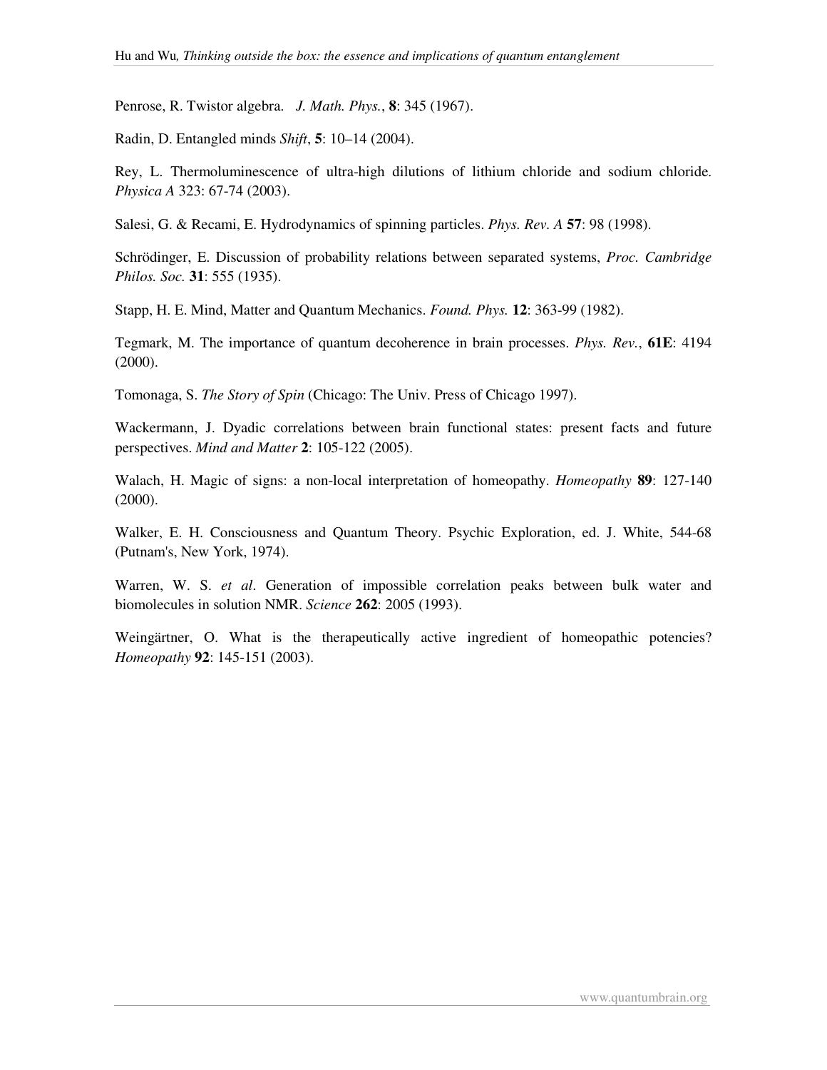Penrose, R. Twistor algebra. *J. Math. Phys.*, **8**: 345 (1967).

Radin, D. Entangled minds *Shift*, **5**: 10–14 (2004).

Rey, L. Thermoluminescence of ultra-high dilutions of lithium chloride and sodium chloride. *Physica A* 323: 67-74 (2003).

Salesi, G. & Recami, E. Hydrodynamics of spinning particles. *Phys. Rev. A* **57**: 98 (1998).

Schrödinger, E. Discussion of probability relations between separated systems, *Proc. Cambridge Philos. Soc.* **31**: 555 (1935).

Stapp, H. E. Mind, Matter and Quantum Mechanics. *Found. Phys.* **12**: 363-99 (1982).

Tegmark, M. The importance of quantum decoherence in brain processes. *Phys. Rev.*, **61E**: 4194 (2000).

Tomonaga, S. *The Story of Spin* (Chicago: The Univ. Press of Chicago 1997).

Wackermann, J. Dyadic correlations between brain functional states: present facts and future perspectives. *Mind and Matter* **2**: 105-122 (2005).

Walach, H. Magic of signs: a non-local interpretation of homeopathy. *Homeopathy* **89**: 127-140 (2000).

Walker, E. H. Consciousness and Quantum Theory. Psychic Exploration, ed. J. White, 544-68 (Putnam's, New York, 1974).

Warren, W. S. *et al*. Generation of impossible correlation peaks between bulk water and biomolecules in solution NMR. *Science* **262**: 2005 (1993).

Weingärtner, O. What is the therapeutically active ingredient of homeopathic potencies? *Homeopathy* **92**: 145-151 (2003).